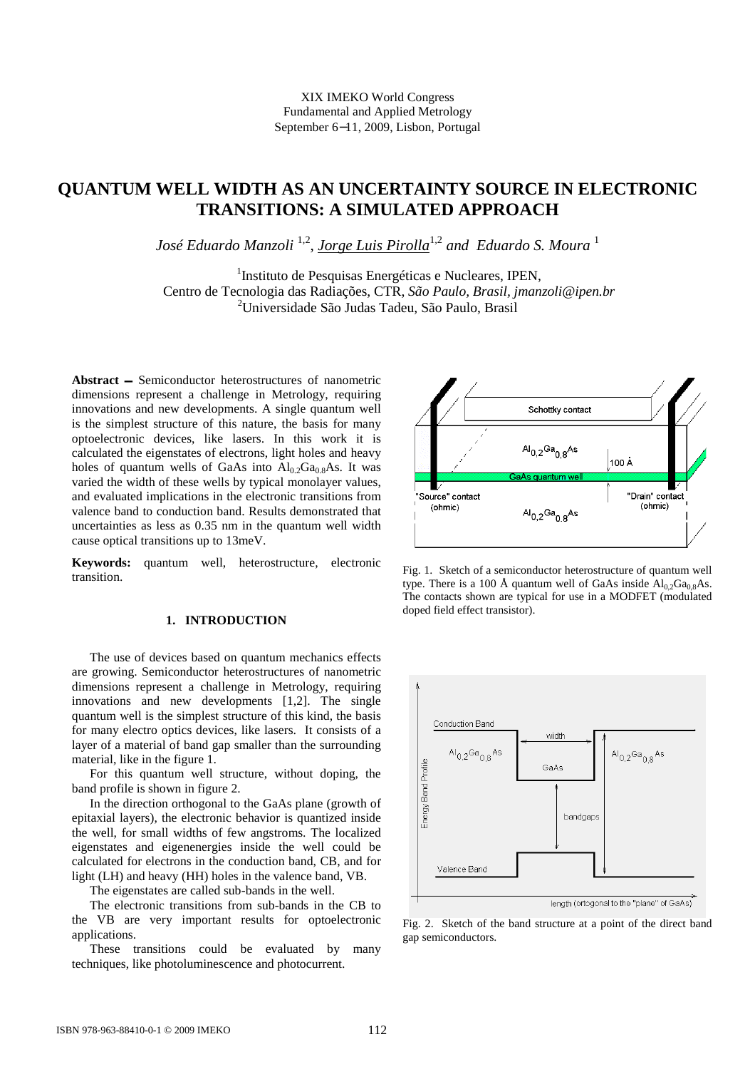XIX IMEKO World Congress
Fundamental and Applied Metrology
September 6−11, 2009, Lisbon, Portugal

# QUANTUM WELL WIDTH AS AN UNCERTAINTY SOURCE IN ELECTRONIC TRANSITIONS: A SIMULATED APPROACH

*José Eduardo Manzoli* [1,2], *Jorge Luis Pirolla*[1,2] *and Eduardo S. Moura* [1]

[1]Instituto de Pesquisas Energéticas e Nucleares, IPEN,
Centro de Tecnologia das Radiações, CTR, *São Paulo, Brasil, jmanzoli@ipen.br*
[2]Universidade São Judas Tadeu, São Paulo, Brasil

**Abstract** − Semiconductor heterostructures of nanometric dimensions represent a challenge in Metrology, requiring innovations and new developments. A single quantum well is the simplest structure of this nature, the basis for many optoelectronic devices, like lasers. In this work it is calculated the eigenstates of electrons, light holes and heavy holes of quantum wells of GaAs into $Al_{0.2}Ga_{0.8}As$. It was varied the width of these wells by typical monolayer values, and evaluated implications in the electronic transitions from valence band to conduction band. Results demonstrated that uncertainties as less as 0.35 nm in the quantum well width cause optical transitions up to 13meV.

**Keywords:** quantum well, heterostructure, electronic transition.

## 1. INTRODUCTION

The use of devices based on quantum mechanics effects are growing. Semiconductor heterostructures of nanometric dimensions represent a challenge in Metrology, requiring innovations and new developments [1,2]. The single quantum well is the simplest structure of this kind, the basis for many electro optics devices, like lasers. It consists of a layer of a material of band gap smaller than the surrounding material, like in the figure 1.

For this quantum well structure, without doping, the band profile is shown in figure 2.

In the direction orthogonal to the GaAs plane (growth of epitaxial layers), the electronic behavior is quantized inside the well, for small widths of few angstroms. The localized eigenstates and eigenenergies inside the well could be calculated for electrons in the conduction band, CB, and for light (LH) and heavy (HH) holes in the valence band, VB.

The eigenstates are called sub-bands in the well.

The electronic transitions from sub-bands in the CB to the VB are very important results for optoelectronic applications.

These transitions could be evaluated by many techniques, like photoluminescence and photocurrent.

Fig. 1. Sketch of a semiconductor heterostructure of quantum well type. There is a 100 Å quantum well of GaAs inside $Al_{0.2}Ga_{0.8}As$. The contacts shown are typical for use in a MODFET (modulated doped field effect transistor).

Fig. 2. Sketch of the band structure at a point of the direct band gap semiconductors.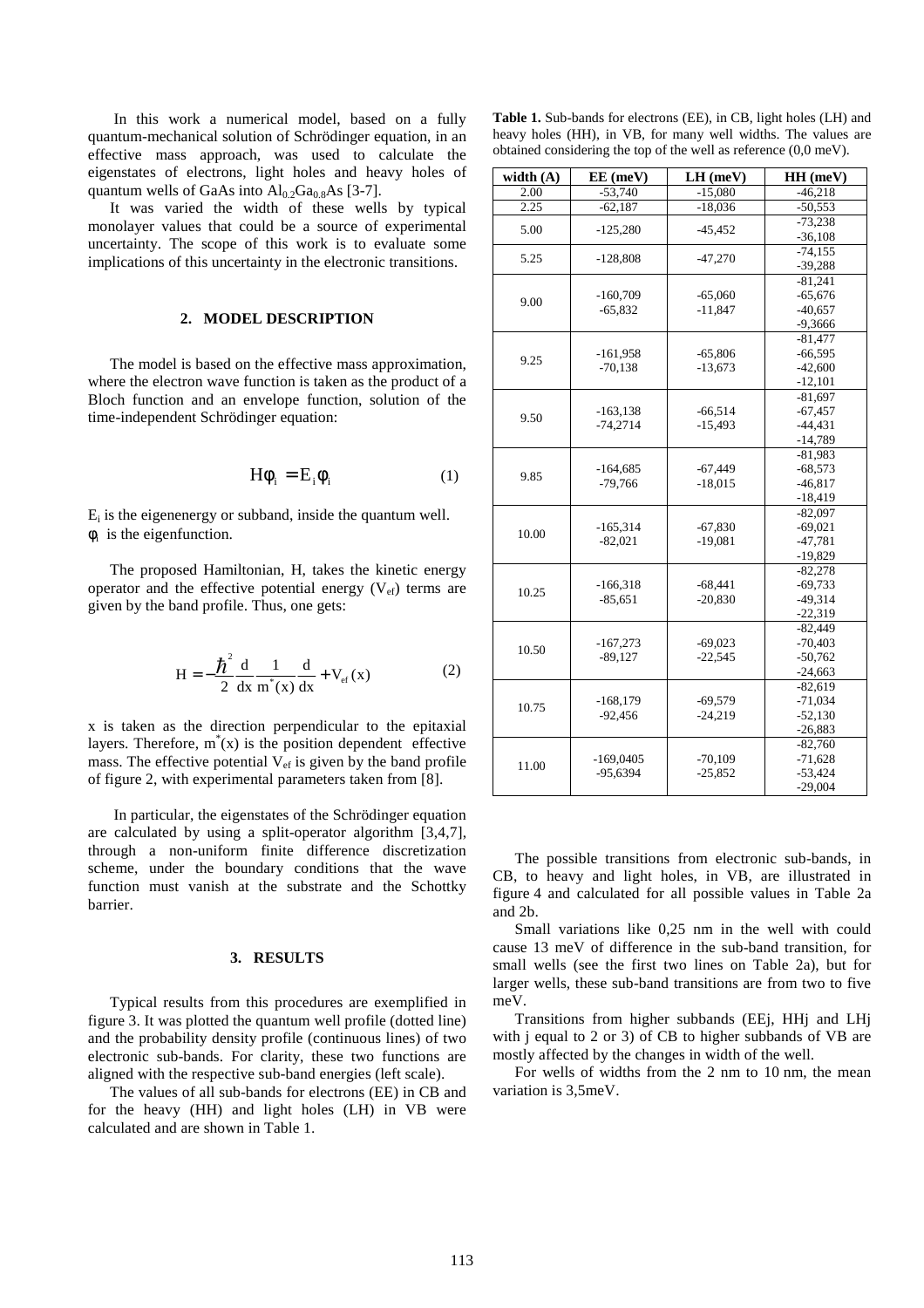In this work a numerical model, based on a fully quantum-mechanical solution of Schrödinger equation, in an effective mass approach, was used to calculate the eigenstates of electrons, light holes and heavy holes of quantum wells of GaAs into $Al_{0.2}Ga_{0.8}As$ [3-7].

It was varied the width of these wells by typical monolayer values that could be a source of experimental uncertainty. The scope of this work is to evaluate some implications of this uncertainty in the electronic transitions.

## 2. MODEL DESCRIPTION

The model is based on the effective mass approximation, where the electron wave function is taken as the product of a Bloch function and an envelope function, solution of the time-independent Schrödinger equation:

$$H\phi_i = E_i\phi_i \qquad (1)$$

$E_i$ is the eigenenergy or subband, inside the quantum well.
$\phi_i$ is the eigenfunction.

The proposed Hamiltonian, H, takes the kinetic energy operator and the effective potential energy ($V_{ef}$) terms are given by the band profile. Thus, one gets:

$$H = -\frac{\hbar^2}{2}\frac{d}{dx}\frac{1}{m^*(x)}\frac{d}{dx} + V_{ef}(x) \qquad (2)$$

x is taken as the direction perpendicular to the epitaxial layers. Therefore, $m^*(x)$ is the position dependent effective mass. The effective potential $V_{ef}$ is given by the band profile of figure 2, with experimental parameters taken from [8].

In particular, the eigenstates of the Schrödinger equation are calculated by using a split-operator algorithm [3,4,7], through a non-uniform finite difference discretization scheme, under the boundary conditions that the wave function must vanish at the substrate and the Schottky barrier.

## 3. RESULTS

Typical results from this procedures are exemplified in figure 3. It was plotted the quantum well profile (dotted line) and the probability density profile (continuous lines) of two electronic sub-bands. For clarity, these two functions are aligned with the respective sub-band energies (left scale).

The values of all sub-bands for electrons (EE) in CB and for the heavy (HH) and light holes (LH) in VB were calculated and are shown in Table 1.

**Table 1.** Sub-bands for electrons (EE), in CB, light holes (LH) and heavy holes (HH), in VB, for many well widths. The values are obtained considering the top of the well as reference (0,0 meV).

| width (A) | EE (meV) | LH (meV) | HH (meV) |
|---|---|---|---|
| 2.00 | -53,740 | -15,080 | -46,218 |
| 2.25 | -62,187 | -18,036 | -50,553 |
| 5.00 | -125,280 | -45,452 | -73,238<br>-36,108 |
| 5.25 | -128,808 | -47,270 | -74,155<br>-39,288 |
| 9.00 | -160,709<br>-65,832 | -65,060<br>-11,847 | -81,241<br>-65,676<br>-40,657<br>-9,3666 |
| 9.25 | -161,958<br>-70,138 | -65,806<br>-13,673 | -81,477<br>-66,595<br>-42,600<br>-12,101 |
| 9.50 | -163,138<br>-74,2714 | -66,514<br>-15,493 | -81,697<br>-67,457<br>-44,431<br>-14,789 |
| 9.85 | -164,685<br>-79,766 | -67,449<br>-18,015 | -81,983<br>-68,573<br>-46,817<br>-18,419 |
| 10.00 | -165,314<br>-82,021 | -67,830<br>-19,081 | -82,097<br>-69,021<br>-47,781<br>-19,829 |
| 10.25 | -166,318<br>-85,651 | -68,441<br>-20,830 | -82,278<br>-69,733<br>-49,314<br>-22,319 |
| 10.50 | -167,273<br>-89,127 | -69,023<br>-22,545 | -82,449<br>-70,403<br>-50,762<br>-24,663 |
| 10.75 | -168,179<br>-92,456 | -69,579<br>-24,219 | -82,619<br>-71,034<br>-52,130<br>-26,883 |
| 11.00 | -169,0405<br>-95,6394 | -70,109<br>-25,852 | -82,760<br>-71,628<br>-53,424<br>-29,004 |

The possible transitions from electronic sub-bands, in CB, to heavy and light holes, in VB, are illustrated in figure 4 and calculated for all possible values in Table 2a and 2b.

Small variations like 0,25 nm in the well with could cause 13 meV of difference in the sub-band transition, for small wells (see the first two lines on Table 2a), but for larger wells, these sub-band transitions are from two to five meV.

Transitions from higher subbands (EEj, HHj and LHj with j equal to 2 or 3) of CB to higher subbands of VB are mostly affected by the changes in width of the well.

For wells of widths from the 2 nm to 10 nm, the mean variation is 3,5meV.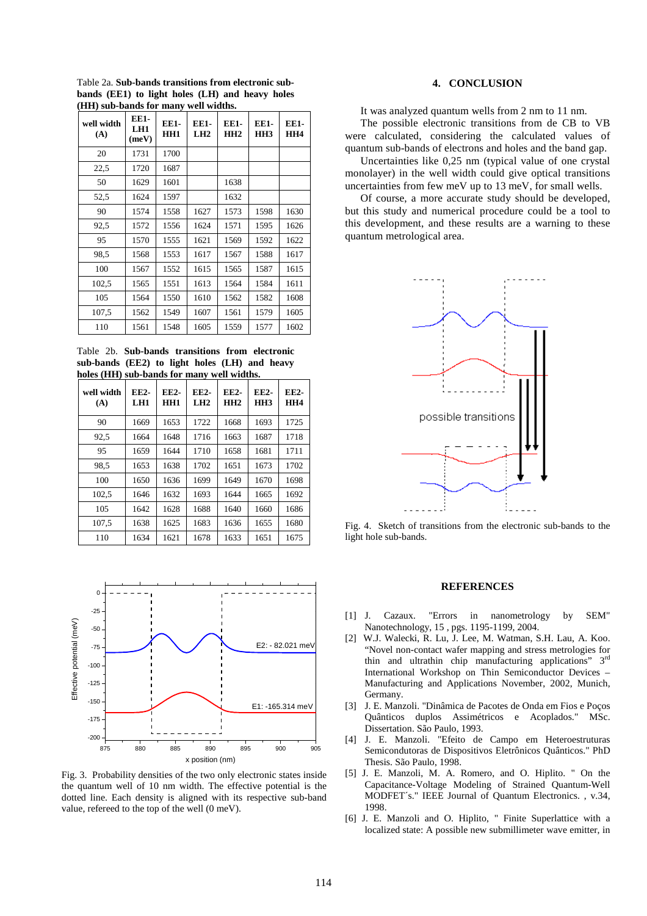Table 2a. **Sub-bands transitions from electronic sub-bands (EE1) to light holes (LH) and heavy holes (HH) sub-bands for many well widths.**

| well width (A) | EE1-LH1 (meV) | EE1-HH1 | EE1-LH2 | EE1-HH2 | EE1-HH3 | EE1-HH4 |
|---|---|---|---|---|---|---|
| 20 | 1731 | 1700 | | | | |
| 22,5 | 1720 | 1687 | | | | |
| 50 | 1629 | 1601 | | 1638 | | |
| 52,5 | 1624 | 1597 | | 1632 | | |
| 90 | 1574 | 1558 | 1627 | 1573 | 1598 | 1630 |
| 92,5 | 1572 | 1556 | 1624 | 1571 | 1595 | 1626 |
| 95 | 1570 | 1555 | 1621 | 1569 | 1592 | 1622 |
| 98,5 | 1568 | 1553 | 1617 | 1567 | 1588 | 1617 |
| 100 | 1567 | 1552 | 1615 | 1565 | 1587 | 1615 |
| 102,5 | 1565 | 1551 | 1613 | 1564 | 1584 | 1611 |
| 105 | 1564 | 1550 | 1610 | 1562 | 1582 | 1608 |
| 107,5 | 1562 | 1549 | 1607 | 1561 | 1579 | 1605 |
| 110 | 1561 | 1548 | 1605 | 1559 | 1577 | 1602 |

Table 2b. **Sub-bands transitions from electronic sub-bands (EE2) to light and heavy holes (HH) sub-bands for many well widths.**

| well width (A) | EE2-LH1 | EE2-HH1 | EE2-LH2 | EE2-HH2 | EE2-HH3 | EE2-HH4 |
|---|---|---|---|---|---|---|
| 90 | 1669 | 1653 | 1722 | 1668 | 1693 | 1725 |
| 92,5 | 1664 | 1648 | 1716 | 1663 | 1687 | 1718 |
| 95 | 1659 | 1644 | 1710 | 1658 | 1681 | 1711 |
| 98,5 | 1653 | 1638 | 1702 | 1651 | 1673 | 1702 |
| 100 | 1650 | 1636 | 1699 | 1649 | 1670 | 1698 |
| 102,5 | 1646 | 1632 | 1693 | 1644 | 1665 | 1692 |
| 105 | 1642 | 1628 | 1688 | 1640 | 1660 | 1686 |
| 107,5 | 1638 | 1625 | 1683 | 1636 | 1655 | 1680 |
| 110 | 1634 | 1621 | 1678 | 1633 | 1651 | 1675 |

Fig. 3. Probability densities of the two only electronic states inside the quantum well of 10 nm width. The effective potential is the dotted line. Each density is aligned with its respective sub-band value, refereed to the top of the well (0 meV).

## 4. CONCLUSION

It was analyzed quantum wells from 2 nm to 11 nm.

The possible electronic transitions from de CB to VB were calculated, considering the calculated values of quantum sub-bands of electrons and holes and the band gap.

Uncertainties like 0,25 nm (typical value of one crystal monolayer) in the well width could give optical transitions uncertainties from few meV up to 13 meV, for small wells.

Of course, a more accurate study should be developed, but this study and numerical procedure could be a tool to this development, and these results are a warning to these quantum metrological area.

Fig. 4. Sketch of transitions from the electronic sub-bands to the light hole sub-bands.

## REFERENCES

[1] J. Cazaux. "Errors in nanometrology by SEM" Nanotechnology, 15 , pgs. 1195-1199, 2004.

[2] W.J. Walecki, R. Lu, J. Lee, M. Watman, S.H. Lau, A. Koo. "Novel non-contact wafer mapping and stress metrologies for thin and ultrathin chip manufacturing applications" 3rd International Workshop on Thin Semiconductor Devices – Manufacturing and Applications November, 2002, Munich, Germany.

[3] J. E. Manzoli. "Dinâmica de Pacotes de Onda em Fios e Poços Quânticos duplos Assimétricos e Acoplados." MSc. Dissertation. São Paulo, 1993.

[4] J. E. Manzoli. "Efeito de Campo em Heteroestruturas Semicondutoras de Dispositivos Eletrônicos Quânticos." PhD Thesis. São Paulo, 1998.

[5] J. E. Manzoli, M. A. Romero, and O. Hiplito. " On the Capacitance-Voltage Modeling of Strained Quantum-Well MODFET´s." IEEE Journal of Quantum Electronics. , v.34, 1998.

[6] J. E. Manzoli and O. Hiplito, " Finite Superlattice with a localized state: A possible new submillimeter wave emitter, in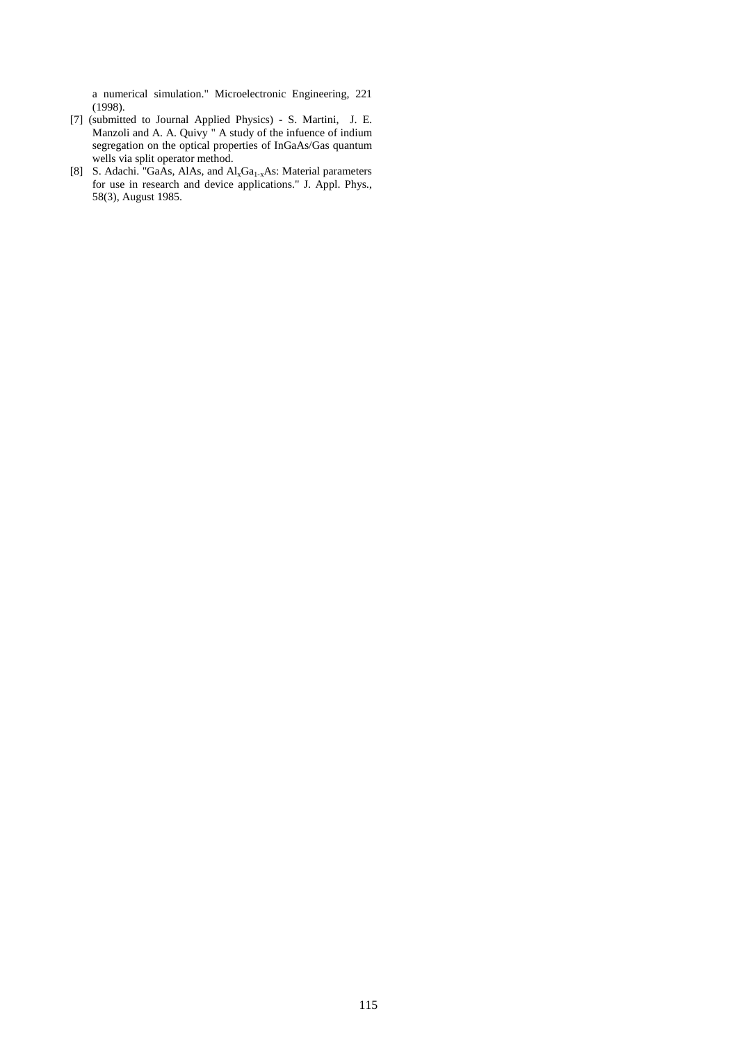a numerical simulation." Microelectronic Engineering, 221 (1998).

[7] (submitted to Journal Applied Physics) - S. Martini, J. E. Manzoli and A. A. Quivy " A study of the infuence of indium segregation on the optical properties of InGaAs/Gas quantum wells via split operator method.

[8] S. Adachi. "GaAs, AlAs, and $Al_xGa_{1-x}As$: Material parameters for use in research and device applications." J. Appl. Phys., 58(3), August 1985.